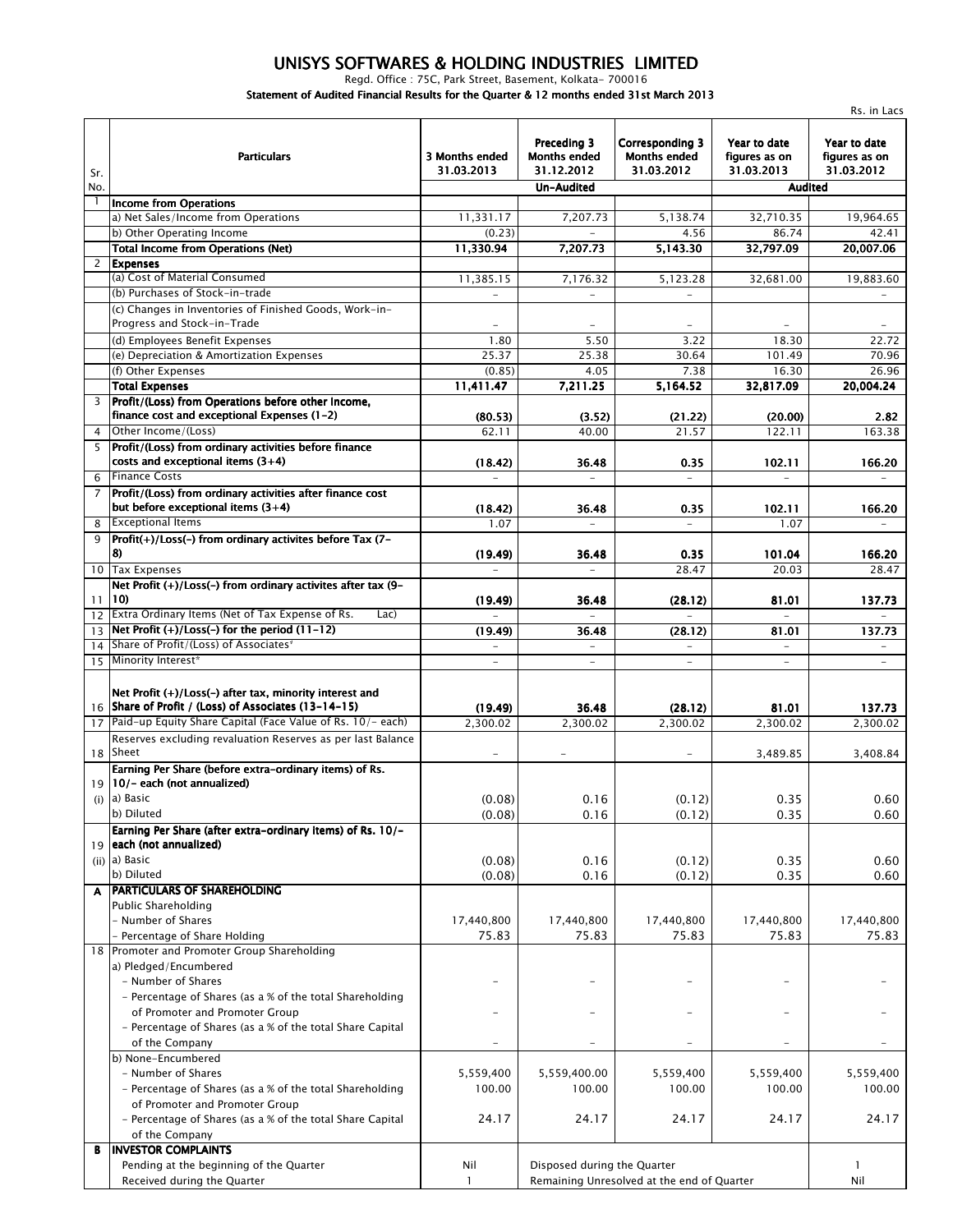# UNISYS SOFTWARES & HOLDING INDUSTRIES LIMITED

Regd. Office : 75C, Park Street, Basement, Kolkata- 700016

**Statement of Audited Financial Results for the Quarter & 12 months ended 31st March 2013**

Rs. in Lacs

| Sr. No. | Particulars | 3 Months ended 31.03.2013 | Preceding 3 Months ended 31.12.2012 | Corresponding 3 Months ended 31.03.2012 | Year to date figures as on 31.03.2013 | Year to date figures as on 31.03.2012 |
|---|---|---|---|---|---|---|
| | | Un-Audited | | | Audited | |
| 1 | **Income from Operations** | | | | | |
| | a) Net Sales/Income from Operations | 11,331.17 | 7,207.73 | 5,138.74 | 32,710.35 | 19,964.65 |
| | b) Other Operating Income | (0.23) | - | 4.56 | 86.74 | 42.41 |
| | **Total Income from Operations (Net)** | **11,330.94** | **7,207.73** | **5,143.30** | **32,797.09** | **20,007.06** |
| 2 | **Expenses** | | | | | |
| | (a) Cost of Material Consumed | 11,385.15 | 7,176.32 | 5,123.28 | 32,681.00 | 19,883.60 |
| | (b) Purchases of Stock-in-trade | - | - | - | | - |
| | (c) Changes in Inventories of Finished Goods, Work-in-Progress and Stock-in-Trade | - | - | - | - | - |
| | (d) Employees Benefit Expenses | 1.80 | 5.50 | 3.22 | 18.30 | 22.72 |
| | (e) Depreciation & Amortization Expenses | 25.37 | 25.38 | 30.64 | 101.49 | 70.96 |
| | (f) Other Expenses | (0.85) | 4.05 | 7.38 | 16.30 | 26.96 |
| | **Total Expenses** | **11,411.47** | **7,211.25** | **5,164.52** | **32,817.09** | **20,004.24** |
| 3 | **Profit/(Loss) from Operations before other Income, finance cost and exceptional Expenses (1-2)** | **(80.53)** | **(3.52)** | **(21.22)** | **(20.00)** | **2.82** |
| 4 | Other Income/(Loss) | 62.11 | 40.00 | 21.57 | 122.11 | 163.38 |
| 5 | **Profit/(Loss) from ordinary activities before finance costs and exceptional items (3+4)** | **(18.42)** | **36.48** | **0.35** | **102.11** | **166.20** |
| 6 | Finance Costs | - | - | - | - | - |
| 7 | **Profit/(Loss) from ordinary activities after finance cost but before exceptional items (3+4)** | **(18.42)** | **36.48** | **0.35** | **102.11** | **166.20** |
| 8 | Exceptional Items | 1.07 | - | - | 1.07 | - |
| 9 | **Profit(+)/Loss(-) from ordinary activites before Tax (7-8)** | **(19.49)** | **36.48** | **0.35** | **101.04** | **166.20** |
| 10 | Tax Expenses | - | - | 28.47 | 20.03 | 28.47 |
| 11 | **Net Profit (+)/Loss(-) from ordinary activites after tax (9-10)** | **(19.49)** | **36.48** | **(28.12)** | **81.01** | **137.73** |
| 12 | Extra Ordinary Items (Net of Tax Expense of Rs. Lac) | - | - | - | - | - |
| 13 | **Net Profit (+)/Loss(-) for the period (11-12)** | **(19.49)** | **36.48** | **(28.12)** | **81.01** | **137.73** |
| 14 | Share of Profit/(Loss) of Associates* | - | - | - | - | - |
| 15 | Minority Interest* | - | - | - | - | - |
| 16 | **Net Profit (+)/Loss(-) after tax, minority interest and Share of Profit / (Loss) of Associates (13-14-15)** | **(19.49)** | **36.48** | **(28.12)** | **81.01** | **137.73** |
| 17 | Paid-up Equity Share Capital (Face Value of Rs. 10/- each) | 2,300.02 | 2,300.02 | 2,300.02 | 2,300.02 | 2,300.02 |
| 18 | Reserves excluding revaluation Reserves as per last Balance Sheet | - | - | - | 3,489.85 | 3,408.84 |
| 19 (i) | **Earning Per Share (before extra-ordinary items) of Rs. 10/- each (not annualized)** | | | | | |
| | a) Basic | (0.08) | 0.16 | (0.12) | 0.35 | 0.60 |
| | b) Diluted | (0.08) | 0.16 | (0.12) | 0.35 | 0.60 |
| 19 (ii) | **Earning Per Share (after extra-ordinary items) of Rs. 10/- each (not annualized)** | | | | | |
| | a) Basic | (0.08) | 0.16 | (0.12) | 0.35 | 0.60 |
| | b) Diluted | (0.08) | 0.16 | (0.12) | 0.35 | 0.60 |
| **A** | **PARTICULARS OF SHAREHOLDING** | | | | | |
| | Public Shareholding | | | | | |
| | - Number of Shares | 17,440,800 | 17,440,800 | 17,440,800 | 17,440,800 | 17,440,800 |
| | - Percentage of Share Holding | 75.83 | 75.83 | 75.83 | 75.83 | 75.83 |
| 18 | Promoter and Promoter Group Shareholding | | | | | |
| | a) Pledged/Encumbered | | | | | |
| | - Number of Shares | - | - | - | - | - |
| | - Percentage of Shares (as a % of the total Shareholding of Promoter and Promoter Group | - | - | - | - | - |
| | - Percentage of Shares (as a % of the total Share Capital of the Company | - | - | - | - | - |
| | b) None-Encumbered | | | | | |
| | - Number of Shares | 5,559,400 | 5,559,400.00 | 5,559,400 | 5,559,400 | 5,559,400 |
| | - Percentage of Shares (as a % of the total Shareholding of Promoter and Promoter Group | 100.00 | 100.00 | 100.00 | 100.00 | 100.00 |
| | - Percentage of Shares (as a % of the total Share Capital of the Company | 24.17 | 24.17 | 24.17 | 24.17 | 24.17 |
| **B** | **INVESTOR COMPLAINTS** | | | | | |
| | Pending at the beginning of the Quarter | Nil | Disposed during the Quarter | | | 1 |
| | Received during the Quarter | 1 | Remaining Unresolved at the end of Quarter | | | Nil |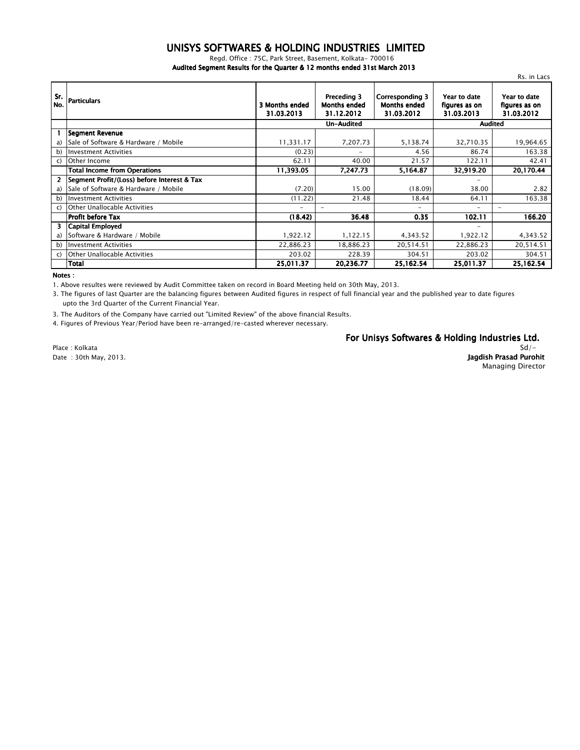# UNISYS SOFTWARES & HOLDING INDUSTRIES LIMITED

Regd. Office : 75C, Park Street, Basement, Kolkata- 700016

**Audited Segment Results for the Quarter & 12 months ended 31st March 2013**

Rs. in Lacs

| Sr. No. | Particulars | 3 Months ended 31.03.2013 | Preceding 3 Months ended 31.12.2012 | Corresponding 3 Months ended 31.03.2012 | Year to date figures as on 31.03.2013 | Year to date figures as on 31.03.2012 |
|---|---|---|---|---|---|---|
| | | Un-Audited | | | Audited | |
| **1** | **Segment Revenue** | | | | | |
| a) | Sale of Software & Hardware / Mobile | 11,331.17 | 7,207.73 | 5,138.74 | 32,710.35 | 19,964.65 |
| b) | Investment Activities | (0.23) | - | 4.56 | 86.74 | 163.38 |
| c) | Other Income | 62.11 | 40.00 | 21.57 | 122.11 | 42.41 |
| | **Total Income from Operations** | **11,393.05** | **7,247.73** | **5,164.87** | **32,919.20** | **20,170.44** |
| **2** | **Segment Profit/(Loss) before Interest & Tax** | | | | - | |
| a) | Sale of Software & Hardware / Mobile | (7.20) | 15.00 | (18.09) | 38.00 | 2.82 |
| b) | Investment Activities | (11.22) | 21.48 | 18.44 | 64.11 | 163.38 |
| c) | Other Unallocable Activities | - | - | - | - | - |
| | **Profit before Tax** | **(18.42)** | **36.48** | **0.35** | **102.11** | **166.20** |
| **3** | **Capital Employed** | | | | - | |
| a) | Software & Hardware / Mobile | 1,922.12 | 1,122.15 | 4,343.52 | 1,922.12 | 4,343.52 |
| b) | Investment Activities | 22,886.23 | 18,886.23 | 20,514.51 | 22,886.23 | 20,514.51 |
| c) | Other Unallocable Activities | 203.02 | 228.39 | 304.51 | 203.02 | 304.51 |
| | **Total** | **25,011.37** | **20,236.77** | **25,162.54** | **25,011.37** | **25,162.54** |

**Notes :**

1. Above resultes were reviewed by Audit Committee taken on record in Board Meeting held on 30th May, 2013.

3. The figures of last Quarter are the balancing figures between Audited figures in respect of full financial year and the published year to date figures upto the 3rd Quarter of the Current Financial Year.

3. The Auditors of the Company have carried out "Limited Review" of the above financial Results.

4. Figures of Previous Year/Period have been re-arranged/re-casted wherever necessary.

**For Unisys Softwares & Holding Industries Ltd.**

Sd/-

**Jagdish Prasad Purohit**

Managing Director

Place : Kolkata

Date : 30th May, 2013.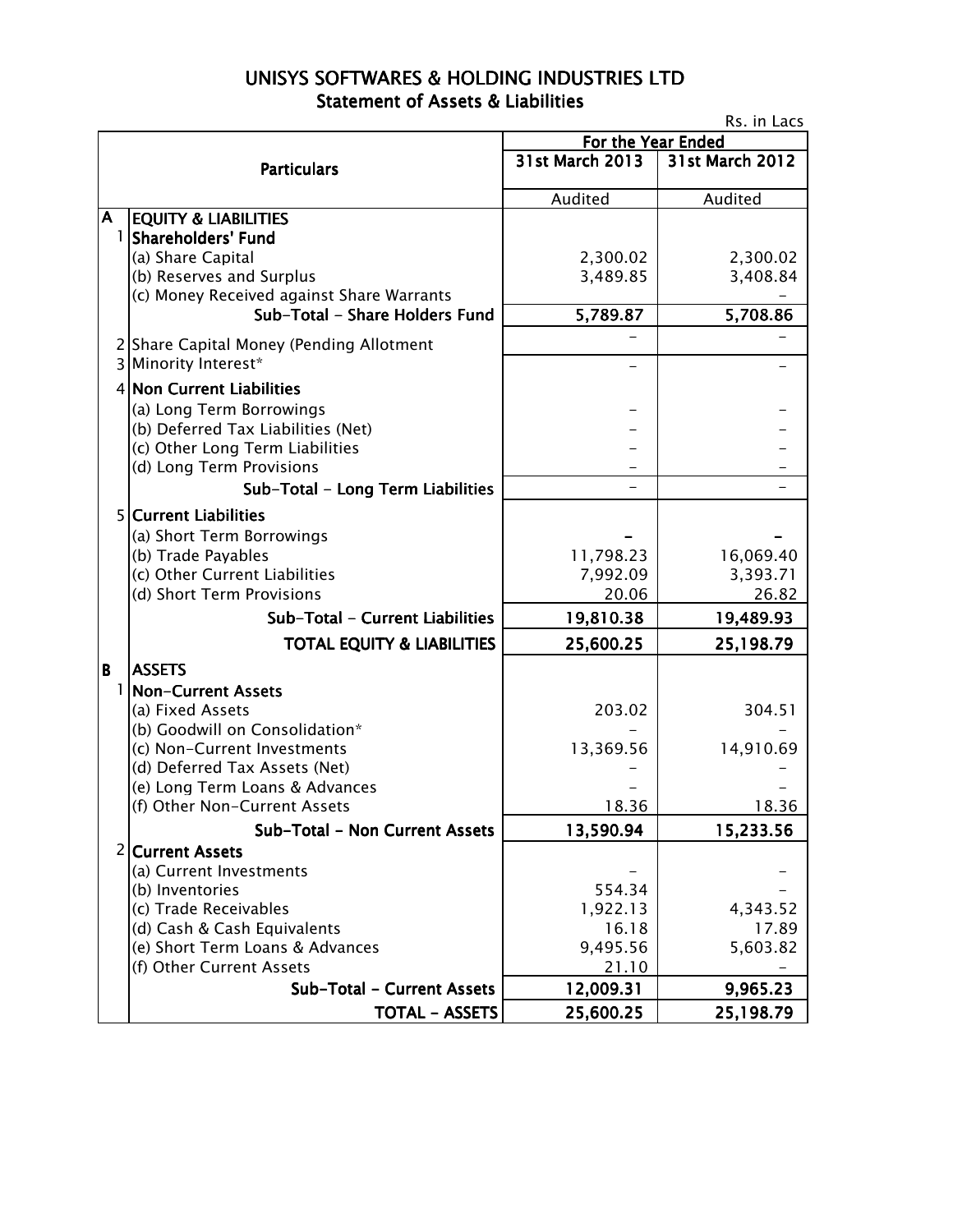# UNISYS SOFTWARES & HOLDING INDUSTRIES LTD

## Statement of Assets & Liabilities

Rs. in Lacs

| | Particulars | For the Year Ended | |
|---|---|---|---|
| | | 31st March 2013 | 31st March 2012 |
| | | Audited | Audited |
| **A** | **EQUITY & LIABILITIES** | | |
| 1 | **Shareholders' Fund** | | |
| | (a) Share Capital | 2,300.02 | 2,300.02 |
| | (b) Reserves and Surplus | 3,489.85 | 3,408.84 |
| | (c) Money Received against Share Warrants | | - |
| | **Sub-Total - Share Holders Fund** | **5,789.87** | **5,708.86** |
| 2 | Share Capital Money (Pending Allotment | - | - |
| 3 | Minority Interest* | - | - |
| 4 | **Non Current Liabilities** | | |
| | (a) Long Term Borrowings | - | - |
| | (b) Deferred Tax Liabilities (Net) | - | - |
| | (c) Other Long Term Liabilities | - | - |
| | (d) Long Term Provisions | - | - |
| | **Sub-Total - Long Term Liabilities** | - | - |
| 5 | **Current Liabilities** | | |
| | (a) Short Term Borrowings | - | - |
| | (b) Trade Payables | 11,798.23 | 16,069.40 |
| | (c) Other Current Liabilities | 7,992.09 | 3,393.71 |
| | (d) Short Term Provisions | 20.06 | 26.82 |
| | **Sub-Total - Current Liabilities** | **19,810.38** | **19,489.93** |
| | **TOTAL EQUITY & LIABILITIES** | **25,600.25** | **25,198.79** |
| **B** | **ASSETS** | | |
| 1 | **Non-Current Assets** | | |
| | (a) Fixed Assets | 203.02 | 304.51 |
| | (b) Goodwill on Consolidation* | - | - |
| | (c) Non-Current Investments | 13,369.56 | 14,910.69 |
| | (d) Deferred Tax Assets (Net) | - | - |
| | (e) Long Term Loans & Advances | - | - |
| | (f) Other Non-Current Assets | 18.36 | 18.36 |
| | **Sub-Total - Non Current Assets** | **13,590.94** | **15,233.56** |
| 2 | **Current Assets** | | |
| | (a) Current Investments | - | - |
| | (b) Inventories | 554.34 | - |
| | (c) Trade Receivables | 1,922.13 | 4,343.52 |
| | (d) Cash & Cash Equivalents | 16.18 | 17.89 |
| | (e) Short Term Loans & Advances | 9,495.56 | 5,603.82 |
| | (f) Other Current Assets | 21.10 | - |
| | **Sub-Total - Current Assets** | **12,009.31** | **9,965.23** |
| | **TOTAL - ASSETS** | **25,600.25** | **25,198.79** |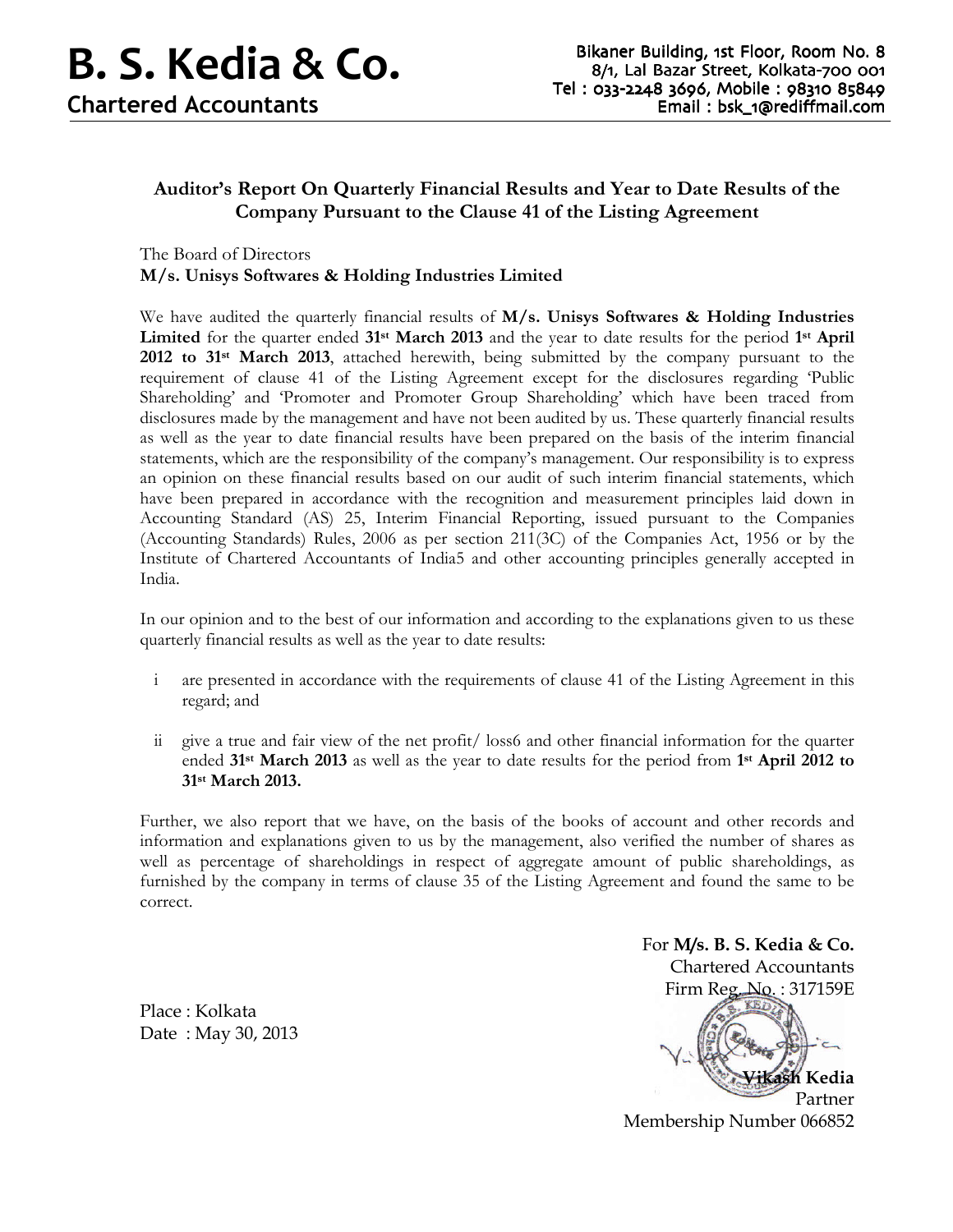# B. S. Kedia & Co.

Chartered Accountants

Bikaner Building, 1st Floor, Room No. 8
8/1, Lal Bazar Street, Kolkata-700 001
Tel : 033-2248 3696, Mobile : 98310 85849
Email : bsk_1@rediffmail.com

## Auditor's Report On Quarterly Financial Results and Year to Date Results of the Company Pursuant to the Clause 41 of the Listing Agreement

The Board of Directors
**M/s. Unisys Softwares & Holding Industries Limited**

We have audited the quarterly financial results of **M/s. Unisys Softwares & Holding Industries Limited** for the quarter ended **31st March 2013** and the year to date results for the period **1st April 2012 to 31st March 2013**, attached herewith, being submitted by the company pursuant to the requirement of clause 41 of the Listing Agreement except for the disclosures regarding 'Public Shareholding' and 'Promoter and Promoter Group Shareholding' which have been traced from disclosures made by the management and have not been audited by us. These quarterly financial results as well as the year to date financial results have been prepared on the basis of the interim financial statements, which are the responsibility of the company's management. Our responsibility is to express an opinion on these financial results based on our audit of such interim financial statements, which have been prepared in accordance with the recognition and measurement principles laid down in Accounting Standard (AS) 25, Interim Financial Reporting, issued pursuant to the Companies (Accounting Standards) Rules, 2006 as per section 211(3C) of the Companies Act, 1956 or by the Institute of Chartered Accountants of India5 and other accounting principles generally accepted in India.

In our opinion and to the best of our information and according to the explanations given to us these quarterly financial results as well as the year to date results:

i are presented in accordance with the requirements of clause 41 of the Listing Agreement in this regard; and

ii give a true and fair view of the net profit/ loss6 and other financial information for the quarter ended **31st March 2013** as well as the year to date results for the period from **1st April 2012 to 31st March 2013.**

Further, we also report that we have, on the basis of the books of account and other records and information and explanations given to us by the management, also verified the number of shares as well as percentage of shareholdings in respect of aggregate amount of public shareholdings, as furnished by the company in terms of clause 35 of the Listing Agreement and found the same to be correct.

For **M/s. B. S. Kedia & Co.**
Chartered Accountants
Firm Reg. No. : 317159E

Place : Kolkata
Date : May 30, 2013

**Vikash Kedia**
Partner
Membership Number 066852